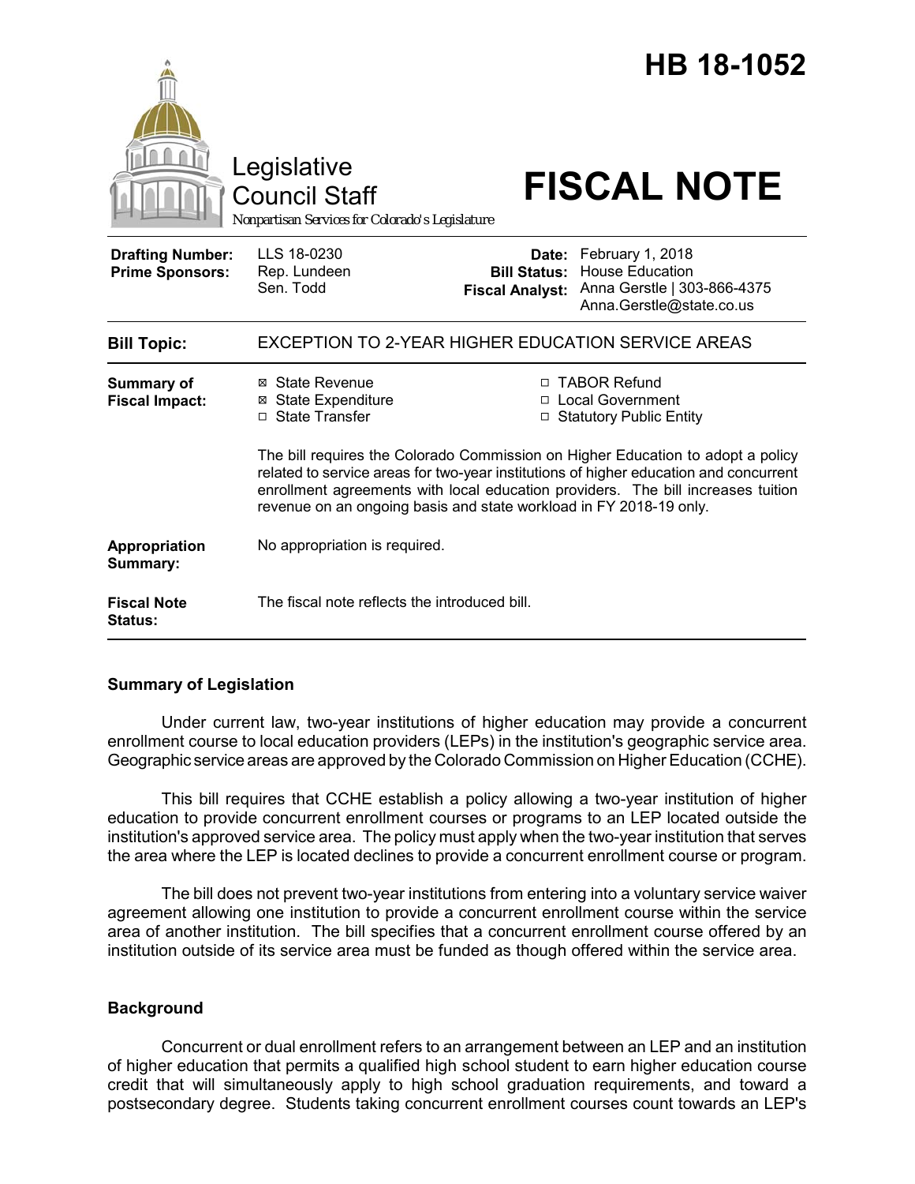# HB 18-1052

Legislative Council Staff

Nonpartisan Services for Colorado's Legislature

# FISCAL NOTE

| | | | |
|---|---|---|---|
| **Drafting Number:** | LLS 18-0230 | **Date:** | February 1, 2018 |
| **Prime Sponsors:** | Rep. Lundeen<br>Sen. Todd | **Bill Status:** | House Education |
| | | **Fiscal Analyst:** | Anna Gerstle \| 303-866-4375<br>Anna.Gerstle@state.co.us |

| | |
|---|---|
| **Bill Topic:** | EXCEPTION TO 2-YEAR HIGHER EDUCATION SERVICE AREAS |
| **Summary of Fiscal Impact:** | ☒ State Revenue ☒ State Expenditure ☐ State Transfer ☐ TABOR Refund ☐ Local Government ☐ Statutory Public Entity<br><br>The bill requires the Colorado Commission on Higher Education to adopt a policy related to service areas for two-year institutions of higher education and concurrent enrollment agreements with local education providers. The bill increases tuition revenue on an ongoing basis and state workload in FY 2018-19 only. |
| **Appropriation Summary:** | No appropriation is required. |
| **Fiscal Note Status:** | The fiscal note reflects the introduced bill. |

## Summary of Legislation

Under current law, two-year institutions of higher education may provide a concurrent enrollment course to local education providers (LEPs) in the institution's geographic service area. Geographic service areas are approved by the Colorado Commission on Higher Education (CCHE).

This bill requires that CCHE establish a policy allowing a two-year institution of higher education to provide concurrent enrollment courses or programs to an LEP located outside the institution's approved service area. The policy must apply when the two-year institution that serves the area where the LEP is located declines to provide a concurrent enrollment course or program.

The bill does not prevent two-year institutions from entering into a voluntary service waiver agreement allowing one institution to provide a concurrent enrollment course within the service area of another institution. The bill specifies that a concurrent enrollment course offered by an institution outside of its service area must be funded as though offered within the service area.

## Background

Concurrent or dual enrollment refers to an arrangement between an LEP and an institution of higher education that permits a qualified high school student to earn higher education course credit that will simultaneously apply to high school graduation requirements, and toward a postsecondary degree. Students taking concurrent enrollment courses count towards an LEP's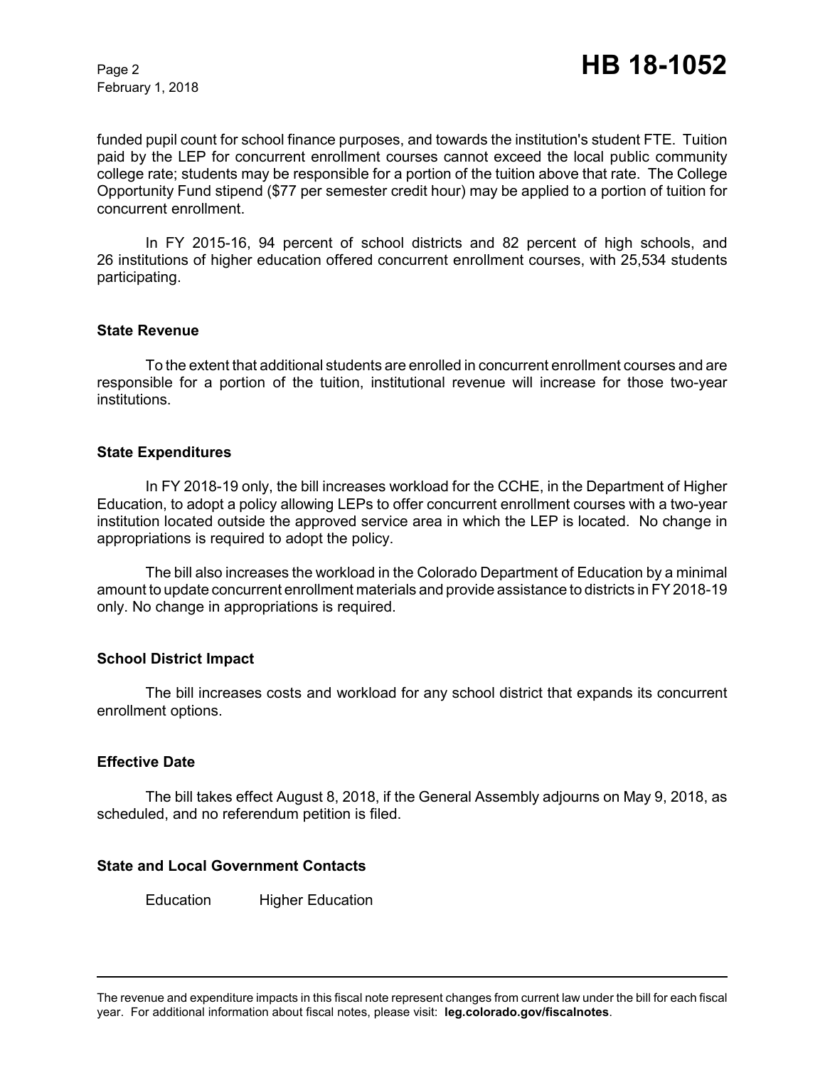funded pupil count for school finance purposes, and towards the institution's student FTE. Tuition paid by the LEP for concurrent enrollment courses cannot exceed the local public community college rate; students may be responsible for a portion of the tuition above that rate. The College Opportunity Fund stipend ($77 per semester credit hour) may be applied to a portion of tuition for concurrent enrollment.

In FY 2015-16, 94 percent of school districts and 82 percent of high schools, and 26 institutions of higher education offered concurrent enrollment courses, with 25,534 students participating.

### State Revenue

To the extent that additional students are enrolled in concurrent enrollment courses and are responsible for a portion of the tuition, institutional revenue will increase for those two-year institutions.

### State Expenditures

In FY 2018-19 only, the bill increases workload for the CCHE, in the Department of Higher Education, to adopt a policy allowing LEPs to offer concurrent enrollment courses with a two-year institution located outside the approved service area in which the LEP is located. No change in appropriations is required to adopt the policy.

The bill also increases the workload in the Colorado Department of Education by a minimal amount to update concurrent enrollment materials and provide assistance to districts in FY 2018-19 only. No change in appropriations is required.

### School District Impact

The bill increases costs and workload for any school district that expands its concurrent enrollment options.

### Effective Date

The bill takes effect August 8, 2018, if the General Assembly adjourns on May 9, 2018, as scheduled, and no referendum petition is filed.

### State and Local Government Contacts

Education Higher Education

The revenue and expenditure impacts in this fiscal note represent changes from current law under the bill for each fiscal year. For additional information about fiscal notes, please visit: **leg.colorado.gov/fiscalnotes**.